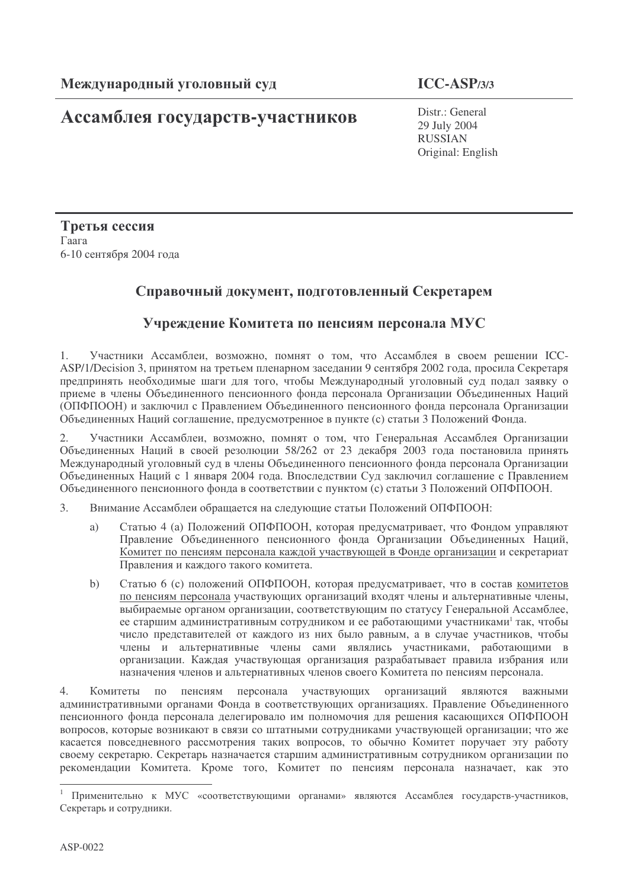**Международный уголовный суд** **ICC-ASP/3/3**

# Ассамблея государств-участников

Distr.: General
29 July 2004
RUSSIAN
Original: English

**Третья сессия**
Гаага
6-10 сентября 2004 года

## Справочный документ, подготовленный Секретарем

## Учреждение Комитета по пенсиям персонала МУС

1. Участники Ассамблеи, возможно, помнят о том, что Ассамблея в своем решении ICC-ASP/1/Decision 3, принятом на третьем пленарном заседании 9 сентября 2002 года, просила Секретаря предпринять необходимые шаги для того, чтобы Международный уголовный суд подал заявку о приеме в члены Объединенного пенсионного фонда персонала Организации Объединенных Наций (ОПФПООН) и заключил с Правлением Объединенного пенсионного фонда персонала Организации Объединенных Наций соглашение, предусмотренное в пункте (с) статьи 3 Положений Фонда.

2. Участники Ассамблеи, возможно, помнят о том, что Генеральная Ассамблея Организации Объединенных Наций в своей резолюции 58/262 от 23 декабря 2003 года постановила принять Международный уголовный суд в члены Объединенного пенсионного фонда персонала Организации Объединенных Наций с 1 января 2004 года. Впоследствии Суд заключил соглашение с Правлением Объединенного пенсионного фонда в соответствии с пунктом (с) статьи 3 Положений ОПФПООН.

3. Внимание Ассамблеи обращается на следующие статьи Положений ОПФПООН:

a) Статью 4 (а) Положений ОПФПООН, которая предусматривает, что Фондом управляют Правление Объединенного пенсионного фонда Организации Объединенных Наций, Комитет по пенсиям персонала каждой участвующей в Фонде организации и секретариат Правления и каждого такого комитета.

b) Статью 6 (с) положений ОПФПООН, которая предусматривает, что в состав комитетов по пенсиям персонала участвующих организаций входят члены и альтернативные члены, выбираемые органом организации, соответствующим по статусу Генеральной Ассамблее, ее старшим административным сотрудником и ее работающими участниками[1] так, чтобы число представителей от каждого из них было равным, а в случае участников, чтобы члены и альтернативные члены сами являлись участниками, работающими в организации. Каждая участвующая организация разрабатывает правила избрания или назначения членов и альтернативных членов своего Комитета по пенсиям персонала.

4. Комитеты по пенсиям персонала участвующих организаций являются важными административными органами Фонда в соответствующих организациях. Правление Объединенного пенсионного фонда персонала делегировало им полномочия для решения касающихся ОПФПООН вопросов, которые возникают в связи со штатными сотрудниками участвующей организации; что же касается повседневного рассмотрения таких вопросов, то обычно Комитет поручает эту работу своему секретарю. Секретарь назначается старшим административным сотрудником организации по рекомендации Комитета. Кроме того, Комитет по пенсиям персонала назначает, как это

---

[1] Применительно к МУС «соответствующими органами» являются Ассамблея государств-участников, Секретарь и сотрудники.

ASP-0022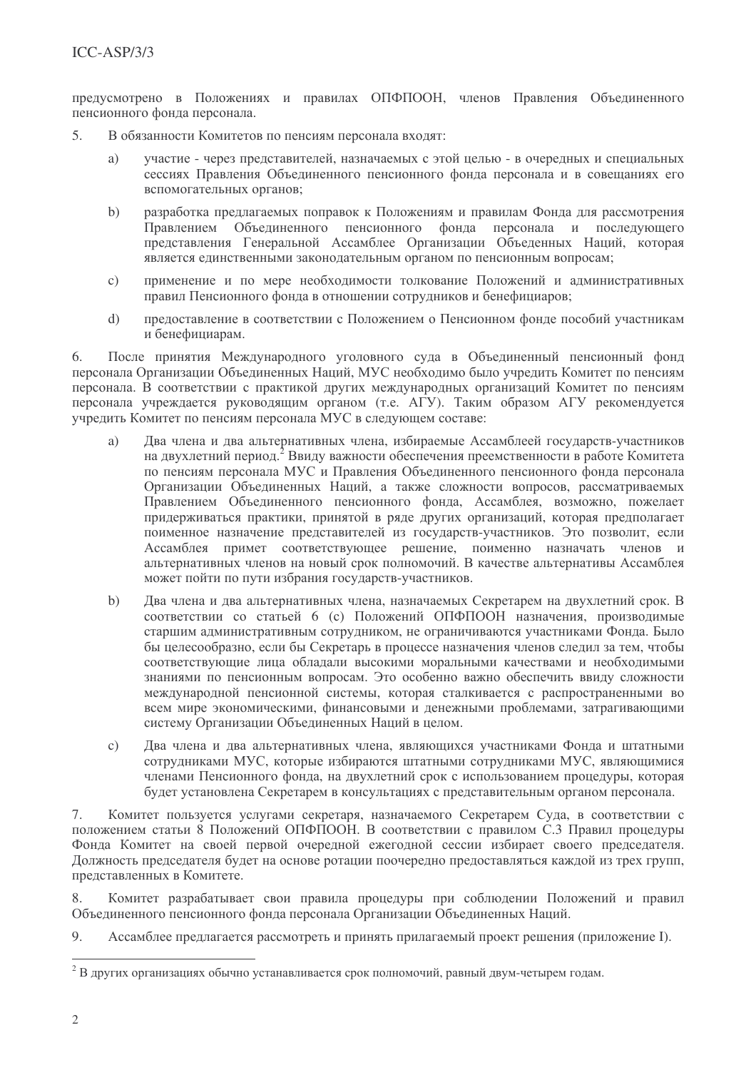предусмотрено в Положениях и правилах ОПФПООН, членов Правления Объединенного пенсионного фонда персонала.

5. В обязанности Комитетов по пенсиям персонала входят:

   a) участие - через представителей, назначаемых с этой целью - в очередных и специальных сессиях Правления Объединенного пенсионного фонда персонала и в совещаниях его вспомогательных органов;

   b) разработка предлагаемых поправок к Положениям и правилам Фонда для рассмотрения Правлением Объединенного пенсионного фонда персонала и последующего представления Генеральной Ассамблее Организации Объеденных Наций, которая является единственными законодательным органом по пенсионным вопросам;

   c) применение и по мере необходимости толкование Положений и административных правил Пенсионного фонда в отношении сотрудников и бенефициаров;

   d) предоставление в соответствии с Положением о Пенсионном фонде пособий участникам и бенефициарам.

6. После принятия Международного уголовного суда в Объединенный пенсионный фонд персонала Организации Объединенных Наций, МУС необходимо было учредить Комитет по пенсиям персонала. В соответствии с практикой других международных организаций Комитет по пенсиям персонала учреждается руководящим органом (т.е. АГУ). Таким образом АГУ рекомендуется учредить Комитет по пенсиям персонала МУС в следующем составе:

   a) Два члена и два альтернативных члена, избираемые Ассамблеей государств-участников на двухлетний период.[2] Ввиду важности обеспечения преемственности в работе Комитета по пенсиям персонала МУС и Правления Объединенного пенсионного фонда персонала Организации Объединенных Наций, а также сложности вопросов, рассматриваемых Правлением Объединенного пенсионного фонда, Ассамблея, возможно, пожелает придерживаться практики, принятой в ряде других организаций, которая предполагает поименное назначение представителей из государств-участников. Это позволит, если Ассамблея примет соответствующее решение, поименно назначать членов и альтернативных членов на новый срок полномочий. В качестве альтернативы Ассамблея может пойти по пути избрания государств-участников.

   b) Два члена и два альтернативных члена, назначаемых Секретарем на двухлетний срок. В соответствии со статьей 6 (с) Положений ОПФПООН назначения, производимые старшим административным сотрудником, не ограничиваются участниками Фонда. Было бы целесообразно, если бы Секретарь в процессе назначения членов следил за тем, чтобы соответствующие лица обладали высокими моральными качествами и необходимыми знаниями по пенсионным вопросам. Это особенно важно обеспечить ввиду сложности международной пенсионной системы, которая сталкивается с распространенными во всем мире экономическими, финансовыми и денежными проблемами, затрагивающими систему Организации Объединенных Наций в целом.

   c) Два члена и два альтернативных члена, являющихся участниками Фонда и штатными сотрудниками МУС, которые избираются штатными сотрудниками МУС, являющимися членами Пенсионного фонда, на двухлетний срок с использованием процедуры, которая будет установлена Секретарем в консультациях с представительным органом персонала.

7. Комитет пользуется услугами секретаря, назначаемого Секретарем Суда, в соответствии с положением статьи 8 Положений ОПФПООН. В соответствии с правилом С.3 Правил процедуры Фонда Комитет на своей первой очередной ежегодной сессии избирает своего председателя. Должность председателя будет на основе ротации поочередно предоставляться каждой из трех групп, представленных в Комитете.

8. Комитет разрабатывает свои правила процедуры при соблюдении Положений и правил Объединенного пенсионного фонда персонала Организации Объединенных Наций.

9. Ассамблее предлагается рассмотреть и принять прилагаемый проект решения (приложение I).

---

[2] В других организациях обычно устанавливается срок полномочий, равный двум-четырем годам.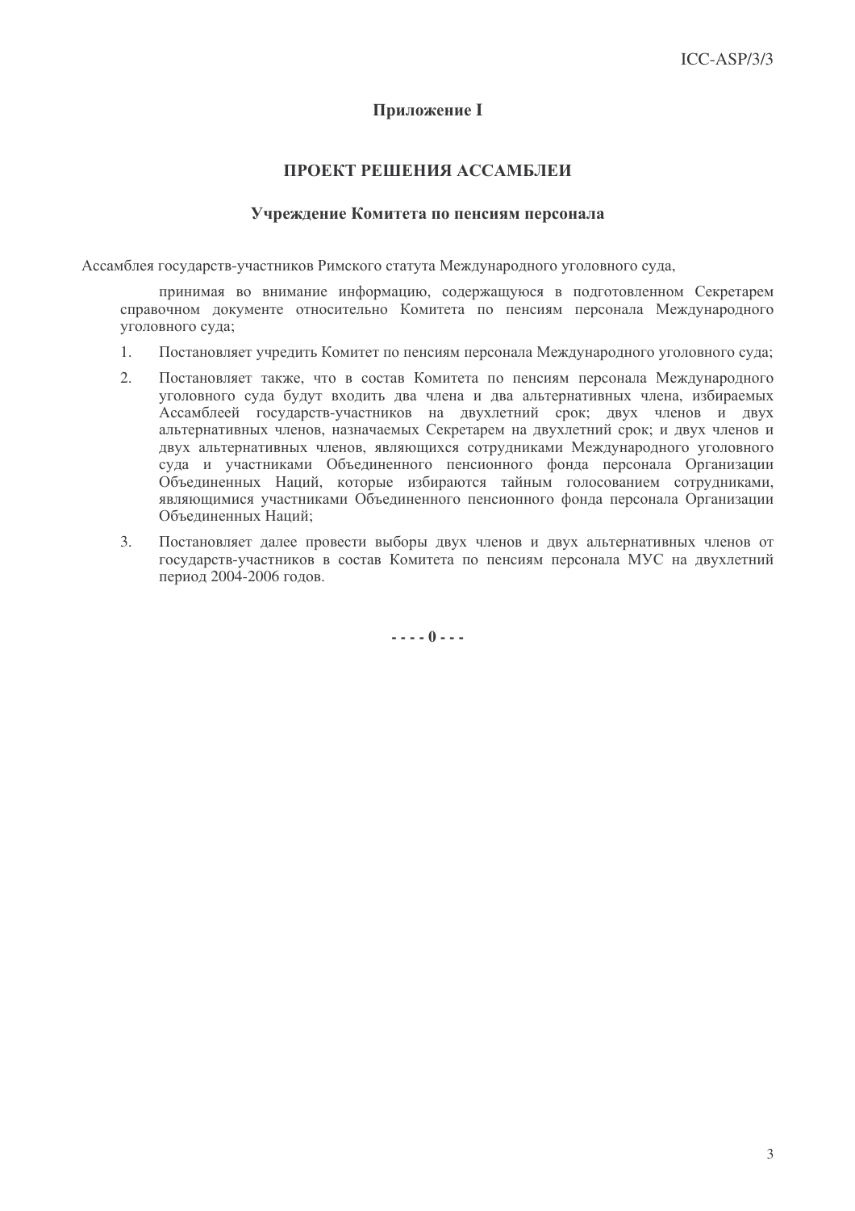## Приложение I

## ПРОЕКТ РЕШЕНИЯ АССАМБЛЕИ

### Учреждение Комитета по пенсиям персонала

Ассамблея государств-участников Римского статута Международного уголовного суда,

принимая во внимание информацию, содержащуюся в подготовленном Секретарем справочном документе относительно Комитета по пенсиям персонала Международного уголовного суда;

1. Постановляет учредить Комитет по пенсиям персонала Международного уголовного суда;

2. Постановляет также, что в состав Комитета по пенсиям персонала Международного уголовного суда будут входить два члена и два альтернативных члена, избираемых Ассамблеей государств-участников на двухлетний срок; двух членов и двух альтернативных членов, назначаемых Секретарем на двухлетний срок; и двух членов и двух альтернативных членов, являющихся сотрудниками Международного уголовного суда и участниками Объединенного пенсионного фонда персонала Организации Объединенных Наций, которые избираются тайным голосованием сотрудниками, являющимися участниками Объединенного пенсионного фонда персонала Организации Объединенных Наций;

3. Постановляет далее провести выборы двух членов и двух альтернативных членов от государств-участников в состав Комитета по пенсиям персонала МУС на двухлетний период 2004-2006 годов.

**- - - - 0 - - -**